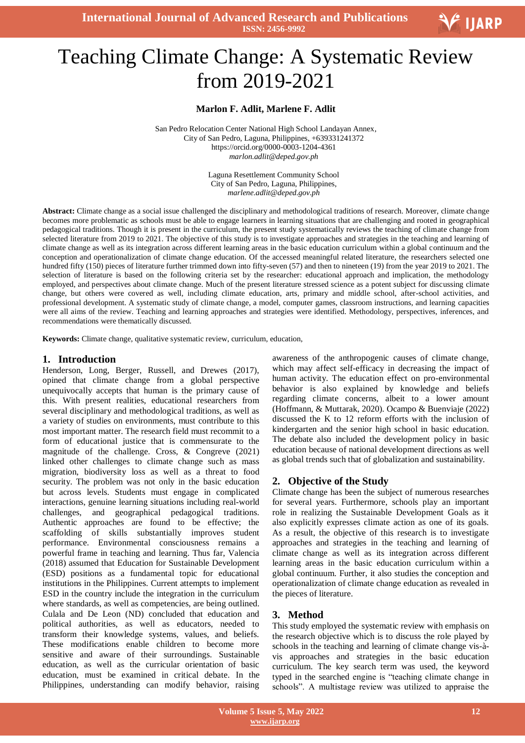# Teaching Climate Change: A Systematic Review from 2019-2021

**Marlon F. Adlit, Marlene F. Adlit**

San Pedro Relocation Center National High School Landayan Annex,
City of San Pedro, Laguna, Philippines, +639331241372
https://orcid.org/0000-0003-1204-4361
*marlon.adlit@deped.gov.ph*

Laguna Resettlement Community School
City of San Pedro, Laguna, Philippines,
*marlene.adlit@deped.gov.ph*

**Abstract:** Climate change as a social issue challenged the disciplinary and methodological traditions of research. Moreover, climate change becomes more problematic as schools must be able to engage learners in learning situations that are challenging and rooted in geographical pedagogical traditions. Though it is present in the curriculum, the present study systematically reviews the teaching of climate change from selected literature from 2019 to 2021. The objective of this study is to investigate approaches and strategies in the teaching and learning of climate change as well as its integration across different learning areas in the basic education curriculum within a global continuum and the conception and operationalization of climate change education. Of the accessed meaningful related literature, the researchers selected one hundred fifty (150) pieces of literature further trimmed down into fifty-seven (57) and then to nineteen (19) from the year 2019 to 2021. The selection of literature is based on the following criteria set by the researcher: educational approach and implication, the methodology employed, and perspectives about climate change. Much of the present literature stressed science as a potent subject for discussing climate change, but others were covered as well, including climate education, arts, primary and middle school, after-school activities, and professional development. A systematic study of climate change, a model, computer games, classroom instructions, and learning capacities were all aims of the review. Teaching and learning approaches and strategies were identified. Methodology, perspectives, inferences, and recommendations were thematically discussed.

**Keywords:** Climate change, qualitative systematic review, curriculum, education,

## 1. Introduction

Henderson, Long, Berger, Russell, and Drewes (2017), opined that climate change from a global perspective unequivocally accepts that human is the primary cause of this. With present realities, educational researchers from several disciplinary and methodological traditions, as well as a variety of studies on environments, must contribute to this most important matter. The research field must recommit to a form of educational justice that is commensurate to the magnitude of the challenge. Cross, & Congreve (2021) linked other challenges to climate change such as mass migration, biodiversity loss as well as a threat to food security. The problem was not only in the basic education but across levels. Students must engage in complicated interactions, genuine learning situations including real-world challenges, and geographical pedagogical traditions. Authentic approaches are found to be effective; the scaffolding of skills substantially improves student performance. Environmental consciousness remains a powerful frame in teaching and learning. Thus far, Valencia (2018) assumed that Education for Sustainable Development (ESD) positions as a fundamental topic for educational institutions in the Philippines. Current attempts to implement ESD in the country include the integration in the curriculum where standards, as well as competencies, are being outlined. Culala and De Leon (ND) concluded that education and political authorities, as well as educators, needed to transform their knowledge systems, values, and beliefs. These modifications enable children to become more sensitive and aware of their surroundings. Sustainable education, as well as the curricular orientation of basic education, must be examined in critical debate. In the Philippines, understanding can modify behavior, raising awareness of the anthropogenic causes of climate change, which may affect self-efficacy in decreasing the impact of human activity. The education effect on pro-environmental behavior is also explained by knowledge and beliefs regarding climate concerns, albeit to a lower amount (Hoffmann, & Muttarak, 2020). Ocampo & Buenviaje (2022) discussed the K to 12 reform efforts with the inclusion of kindergarten and the senior high school in basic education. The debate also included the development policy in basic education because of national development directions as well as global trends such that of globalization and sustainability.

## 2. Objective of the Study

Climate change has been the subject of numerous researches for several years. Furthermore, schools play an important role in realizing the Sustainable Development Goals as it also explicitly expresses climate action as one of its goals. As a result, the objective of this research is to investigate approaches and strategies in the teaching and learning of climate change as well as its integration across different learning areas in the basic education curriculum within a global continuum. Further, it also studies the conception and operationalization of climate change education as revealed in the pieces of literature.

## 3. Method

This study employed the systematic review with emphasis on the research objective which is to discuss the role played by schools in the teaching and learning of climate change vis-à-vis approaches and strategies in the basic education curriculum. The key search term was used, the keyword typed in the searched engine is "teaching climate change in schools". A multistage review was utilized to appraise the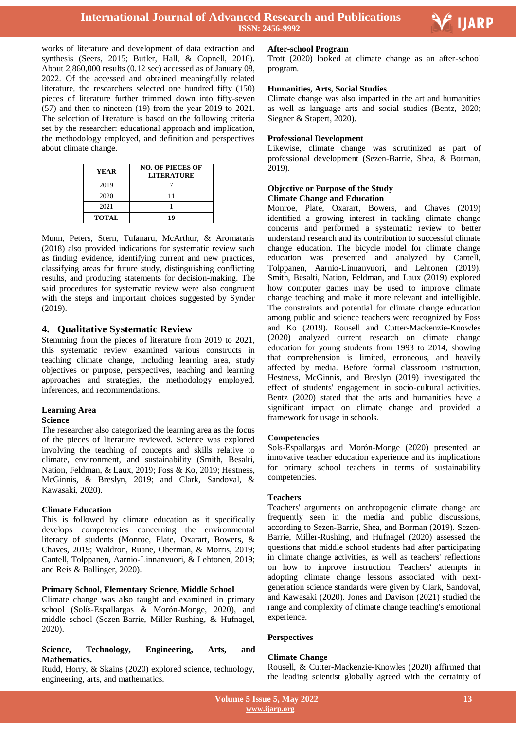works of literature and development of data extraction and synthesis (Seers, 2015; Butler, Hall, & Copnell, 2016). About 2,860,000 results (0.12 sec) accessed as of January 08, 2022. Of the accessed and obtained meaningfully related literature, the researchers selected one hundred fifty (150) pieces of literature further trimmed down into fifty-seven (57) and then to nineteen (19) from the year 2019 to 2021. The selection of literature is based on the following criteria set by the researcher: educational approach and implication, the methodology employed, and definition and perspectives about climate change.

| YEAR | NO. OF PIECES OF LITERATURE |
|---|---|
| 2019 | 7 |
| 2020 | 11 |
| 2021 | 1 |
| **TOTAL** | **19** |

Munn, Peters, Stern, Tufanaru, McArthur, & Aromataris (2018) also provided indications for systematic review such as finding evidence, identifying current and new practices, classifying areas for future study, distinguishing conflicting results, and producing statements for decision-making. The said procedures for systematic review were also congruent with the steps and important choices suggested by Synder (2019).

## 4. Qualitative Systematic Review

Stemming from the pieces of literature from 2019 to 2021, this systematic review examined various constructs in teaching climate change, including learning area, study objectives or purpose, perspectives, teaching and learning approaches and strategies, the methodology employed, inferences, and recommendations.

### Learning Area

#### Science

The researcher also categorized the learning area as the focus of the pieces of literature reviewed. Science was explored involving the teaching of concepts and skills relative to climate, environment, and sustainability (Smith, Besalti, Nation, Feldman, & Laux, 2019; Foss & Ko, 2019; Hestness, McGinnis, & Breslyn, 2019; and Clark, Sandoval, & Kawasaki, 2020).

#### Climate Education

This is followed by climate education as it specifically develops competencies concerning the environmental literacy of students (Monroe, Plate, Oxarart, Bowers, & Chaves, 2019; Waldron, Ruane, Oberman, & Morris, 2019; Cantell, Tolppanen, Aarnio-Linnanvuori, & Lehtonen, 2019; and Reis & Ballinger, 2020).

#### Primary School, Elementary Science, Middle School

Climate change was also taught and examined in primary school (Solís-Espallargas & Morón-Monge, 2020), and middle school (Sezen-Barrie, Miller-Rushing, & Hufnagel, 2020).

#### Science, Technology, Engineering, Arts, and Mathematics.

Rudd, Horry, & Skains (2020) explored science, technology, engineering, arts, and mathematics.

#### After-school Program

Trott (2020) looked at climate change as an after-school program.

#### Humanities, Arts, Social Studies

Climate change was also imparted in the art and humanities as well as language arts and social studies (Bentz, 2020; Siegner & Stapert, 2020).

#### Professional Development

Likewise, climate change was scrutinized as part of professional development (Sezen-Barrie, Shea, & Borman, 2019).

### Objective or Purpose of the Study

#### Climate Change and Education

Monroe, Plate, Oxarart, Bowers, and Chaves (2019) identified a growing interest in tackling climate change concerns and performed a systematic review to better understand research and its contribution to successful climate change education. The bicycle model for climate change education was presented and analyzed by Cantell, Tolppanen, Aarnio-Linnanvuori, and Lehtonen (2019). Smith, Besalti, Nation, Feldman, and Laux (2019) explored how computer games may be used to improve climate change teaching and make it more relevant and intelligible. The constraints and potential for climate change education among public and science teachers were recognized by Foss and Ko (2019). Rousell and Cutter-Mackenzie-Knowles (2020) analyzed current research on climate change education for young students from 1993 to 2014, showing that comprehension is limited, erroneous, and heavily affected by media. Before formal classroom instruction, Hestness, McGinnis, and Breslyn (2019) investigated the effect of students' engagement in socio-cultural activities. Bentz (2020) stated that the arts and humanities have a significant impact on climate change and provided a framework for usage in schools.

#### Competencies

Sols-Espallargas and Morón-Monge (2020) presented an innovative teacher education experience and its implications for primary school teachers in terms of sustainability competencies.

#### Teachers

Teachers' arguments on anthropogenic climate change are frequently seen in the media and public discussions, according to Sezen-Barrie, Shea, and Borman (2019). Sezen-Barrie, Miller-Rushing, and Hufnagel (2020) assessed the questions that middle school students had after participating in climate change activities, as well as teachers' reflections on how to improve instruction. Teachers' attempts in adopting climate change lessons associated with next-generation science standards were given by Clark, Sandoval, and Kawasaki (2020). Jones and Davison (2021) studied the range and complexity of climate change teaching's emotional experience.

### Perspectives

#### Climate Change

Rousell, & Cutter-Mackenzie-Knowles (2020) affirmed that the leading scientist globally agreed with the certainty of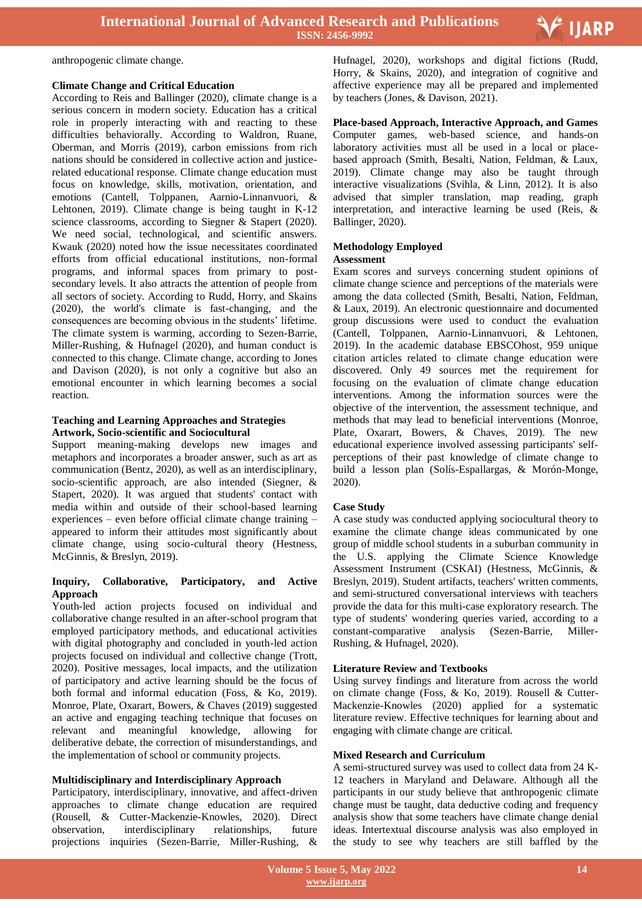anthropogenic climate change.

### Climate Change and Critical Education

According to Reis and Ballinger (2020), climate change is a serious concern in modern society. Education has a critical role in properly interacting with and reacting to these difficulties behaviorally. According to Waldron, Ruane, Oberman, and Morris (2019), carbon emissions from rich nations should be considered in collective action and justice-related educational response. Climate change education must focus on knowledge, skills, motivation, orientation, and emotions (Cantell, Tolppanen, Aarnio-Linnanvuori, & Lehtonen, 2019). Climate change is being taught in K-12 science classrooms, according to Siegner & Stapert (2020). We need social, technological, and scientific answers. Kwauk (2020) noted how the issue necessitates coordinated efforts from official educational institutions, non-formal programs, and informal spaces from primary to post-secondary levels. It also attracts the attention of people from all sectors of society. According to Rudd, Horry, and Skains (2020), the world's climate is fast-changing, and the consequences are becoming obvious in the students' lifetime. The climate system is warming, according to Sezen-Barrie, Miller-Rushing, & Hufnagel (2020), and human conduct is connected to this change. Climate change, according to Jones and Davison (2020), is not only a cognitive but also an emotional encounter in which learning becomes a social reaction.

### Teaching and Learning Approaches and Strategies

#### Artwork, Socio-scientific and Sociocultural

Support meaning-making develops new images and metaphors and incorporates a broader answer, such as art as communication (Bentz, 2020), as well as an interdisciplinary, socio-scientific approach, are also intended (Siegner, & Stapert, 2020). It was argued that students' contact with media within and outside of their school-based learning experiences – even before official climate change training – appeared to inform their attitudes most significantly about climate change, using socio-cultural theory (Hestness, McGinnis, & Breslyn, 2019).

#### Inquiry, Collaborative, Participatory, and Active Approach

Youth-led action projects focused on individual and collaborative change resulted in an after-school program that employed participatory methods, and educational activities with digital photography and concluded in youth-led action projects focused on individual and collective change (Trott, 2020). Positive messages, local impacts, and the utilization of participatory and active learning should be the focus of both formal and informal education (Foss, & Ko, 2019). Monroe, Plate, Oxarart, Bowers, & Chaves (2019) suggested an active and engaging teaching technique that focuses on relevant and meaningful knowledge, allowing for deliberative debate, the correction of misunderstandings, and the implementation of school or community projects.

#### Multidisciplinary and Interdisciplinary Approach

Participatory, interdisciplinary, innovative, and affect-driven approaches to climate change education are required (Rousell, & Cutter-Mackenzie-Knowles, 2020). Direct observation, interdisciplinary relationships, future projections inquiries (Sezen-Barrie, Miller-Rushing, & Hufnagel, 2020), workshops and digital fictions (Rudd, Horry, & Skains, 2020), and integration of cognitive and affective experience may all be prepared and implemented by teachers (Jones, & Davison, 2021).

#### Place-based Approach, Interactive Approach, and Games

Computer games, web-based science, and hands-on laboratory activities must all be used in a local or place-based approach (Smith, Besalti, Nation, Feldman, & Laux, 2019). Climate change may also be taught through interactive visualizations (Svihla, & Linn, 2012). It is also advised that simpler translation, map reading, graph interpretation, and interactive learning be used (Reis, & Ballinger, 2020).

### Methodology Employed

#### Assessment

Exam scores and surveys concerning student opinions of climate change science and perceptions of the materials were among the data collected (Smith, Besalti, Nation, Feldman, & Laux, 2019). An electronic questionnaire and documented group discussions were used to conduct the evaluation (Cantell, Tolppanen, Aarnio-Linnanvuori, & Lehtonen, 2019). In the academic database EBSCOhost, 959 unique citation articles related to climate change education were discovered. Only 49 sources met the requirement for focusing on the evaluation of climate change education interventions. Among the information sources were the objective of the intervention, the assessment technique, and methods that may lead to beneficial interventions (Monroe, Plate, Oxarart, Bowers, & Chaves, 2019). The new educational experience involved assessing participants' self-perceptions of their past knowledge of climate change to build a lesson plan (Solís-Espallargas, & Morón-Monge, 2020).

#### Case Study

A case study was conducted applying sociocultural theory to examine the climate change ideas communicated by one group of middle school students in a suburban community in the U.S. applying the Climate Science Knowledge Assessment Instrument (CSKAI) (Hestness, McGinnis, & Breslyn, 2019). Student artifacts, teachers' written comments, and semi-structured conversational interviews with teachers provide the data for this multi-case exploratory research. The type of students' wondering queries varied, according to a constant-comparative analysis (Sezen-Barrie, Miller-Rushing, & Hufnagel, 2020).

#### Literature Review and Textbooks

Using survey findings and literature from across the world on climate change (Foss, & Ko, 2019). Rousell & Cutter-Mackenzie-Knowles (2020) applied for a systematic literature review. Effective techniques for learning about and engaging with climate change are critical.

#### Mixed Research and Curriculum

A semi-structured survey was used to collect data from 24 K-12 teachers in Maryland and Delaware. Although all the participants in our study believe that anthropogenic climate change must be taught, data deductive coding and frequency analysis show that some teachers have climate change denial ideas. Intertextual discourse analysis was also employed in the study to see why teachers are still baffled by the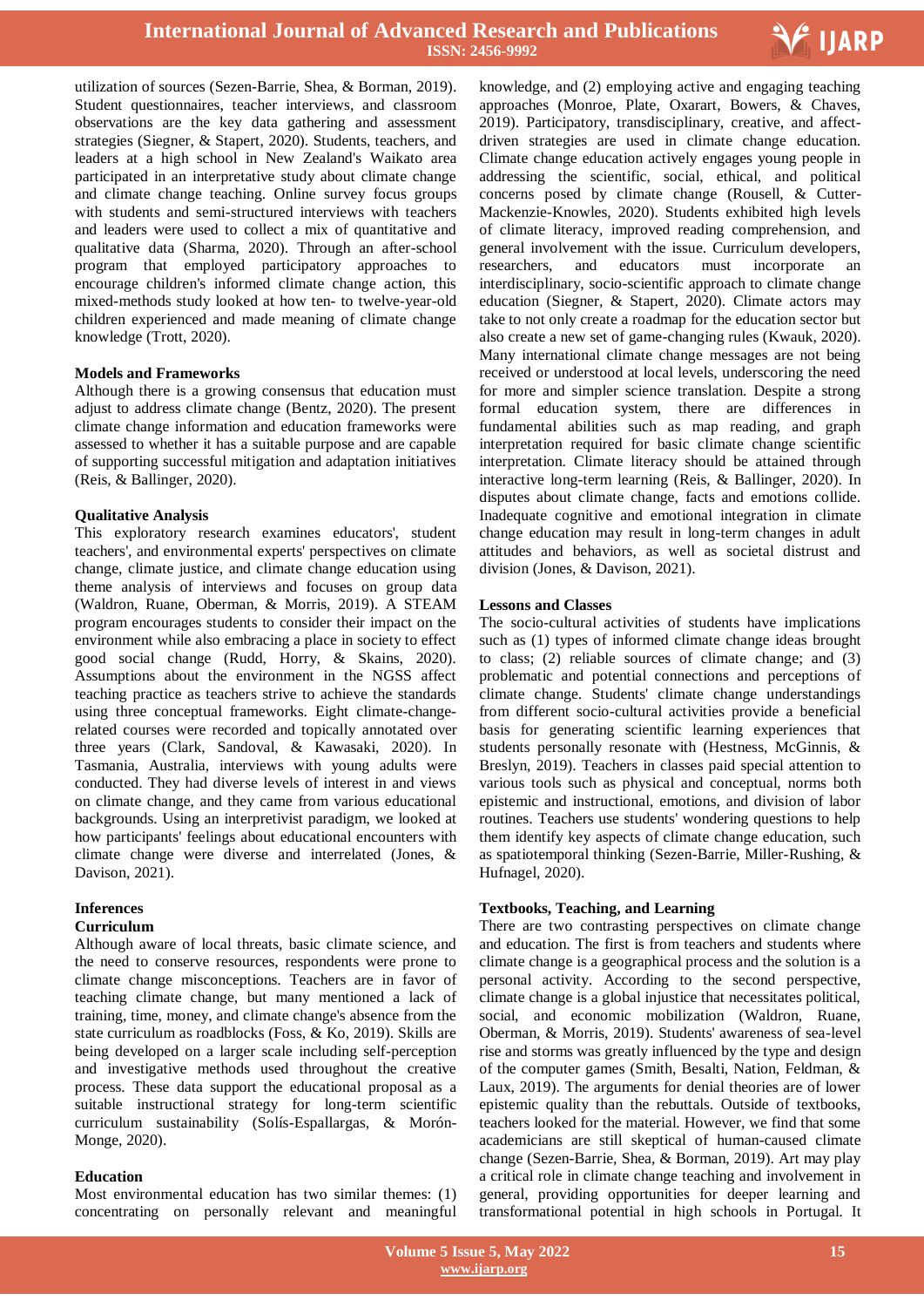utilization of sources (Sezen-Barrie, Shea, & Borman, 2019). Student questionnaires, teacher interviews, and classroom observations are the key data gathering and assessment strategies (Siegner, & Stapert, 2020). Students, teachers, and leaders at a high school in New Zealand's Waikato area participated in an interpretative study about climate change and climate change teaching. Online survey focus groups with students and semi-structured interviews with teachers and leaders were used to collect a mix of quantitative and qualitative data (Sharma, 2020). Through an after-school program that employed participatory approaches to encourage children's informed climate change action, this mixed-methods study looked at how ten- to twelve-year-old children experienced and made meaning of climate change knowledge (Trott, 2020).

### Models and Frameworks

Although there is a growing consensus that education must adjust to address climate change (Bentz, 2020). The present climate change information and education frameworks were assessed to whether it has a suitable purpose and are capable of supporting successful mitigation and adaptation initiatives (Reis, & Ballinger, 2020).

### Qualitative Analysis

This exploratory research examines educators', student teachers', and environmental experts' perspectives on climate change, climate justice, and climate change education using theme analysis of interviews and focuses on group data (Waldron, Ruane, Oberman, & Morris, 2019). A STEAM program encourages students to consider their impact on the environment while also embracing a place in society to effect good social change (Rudd, Horry, & Skains, 2020). Assumptions about the environment in the NGSS affect teaching practice as teachers strive to achieve the standards using three conceptual frameworks. Eight climate-change-related courses were recorded and topically annotated over three years (Clark, Sandoval, & Kawasaki, 2020). In Tasmania, Australia, interviews with young adults were conducted. They had diverse levels of interest in and views on climate change, and they came from various educational backgrounds. Using an interpretivist paradigm, we looked at how participants' feelings about educational encounters with climate change were diverse and interrelated (Jones, & Davison, 2021).

### Inferences

### Curriculum

Although aware of local threats, basic climate science, and the need to conserve resources, respondents were prone to climate change misconceptions. Teachers are in favor of teaching climate change, but many mentioned a lack of training, time, money, and climate change's absence from the state curriculum as roadblocks (Foss, & Ko, 2019). Skills are being developed on a larger scale including self-perception and investigative methods used throughout the creative process. These data support the educational proposal as a suitable instructional strategy for long-term scientific curriculum sustainability (Solís-Espallargas, & Morón-Monge, 2020).

### Education

Most environmental education has two similar themes: (1) concentrating on personally relevant and meaningful knowledge, and (2) employing active and engaging teaching approaches (Monroe, Plate, Oxarart, Bowers, & Chaves, 2019). Participatory, transdisciplinary, creative, and affect-driven strategies are used in climate change education. Climate change education actively engages young people in addressing the scientific, social, ethical, and political concerns posed by climate change (Rousell, & Cutter-Mackenzie-Knowles, 2020). Students exhibited high levels of climate literacy, improved reading comprehension, and general involvement with the issue. Curriculum developers, researchers, and educators must incorporate an interdisciplinary, socio-scientific approach to climate change education (Siegner, & Stapert, 2020). Climate actors may take to not only create a roadmap for the education sector but also create a new set of game-changing rules (Kwauk, 2020). Many international climate change messages are not being received or understood at local levels, underscoring the need for more and simpler science translation. Despite a strong formal education system, there are differences in fundamental abilities such as map reading, and graph interpretation required for basic climate change scientific interpretation. Climate literacy should be attained through interactive long-term learning (Reis, & Ballinger, 2020). In disputes about climate change, facts and emotions collide. Inadequate cognitive and emotional integration in climate change education may result in long-term changes in adult attitudes and behaviors, as well as societal distrust and division (Jones, & Davison, 2021).

### Lessons and Classes

The socio-cultural activities of students have implications such as (1) types of informed climate change ideas brought to class; (2) reliable sources of climate change; and (3) problematic and potential connections and perceptions of climate change. Students' climate change understandings from different socio-cultural activities provide a beneficial basis for generating scientific learning experiences that students personally resonate with (Hestness, McGinnis, & Breslyn, 2019). Teachers in classes paid special attention to various tools such as physical and conceptual, norms both epistemic and instructional, emotions, and division of labor routines. Teachers use students' wondering questions to help them identify key aspects of climate change education, such as spatiotemporal thinking (Sezen-Barrie, Miller-Rushing, & Hufnagel, 2020).

### Textbooks, Teaching, and Learning

There are two contrasting perspectives on climate change and education. The first is from teachers and students where climate change is a geographical process and the solution is a personal activity. According to the second perspective, climate change is a global injustice that necessitates political, social, and economic mobilization (Waldron, Ruane, Oberman, & Morris, 2019). Students' awareness of sea-level rise and storms was greatly influenced by the type and design of the computer games (Smith, Besalti, Nation, Feldman, & Laux, 2019). The arguments for denial theories are of lower epistemic quality than the rebuttals. Outside of textbooks, teachers looked for the material. However, we find that some academicians are still skeptical of human-caused climate change (Sezen-Barrie, Shea, & Borman, 2019). Art may play a critical role in climate change teaching and involvement in general, providing opportunities for deeper learning and transformational potential in high schools in Portugal. It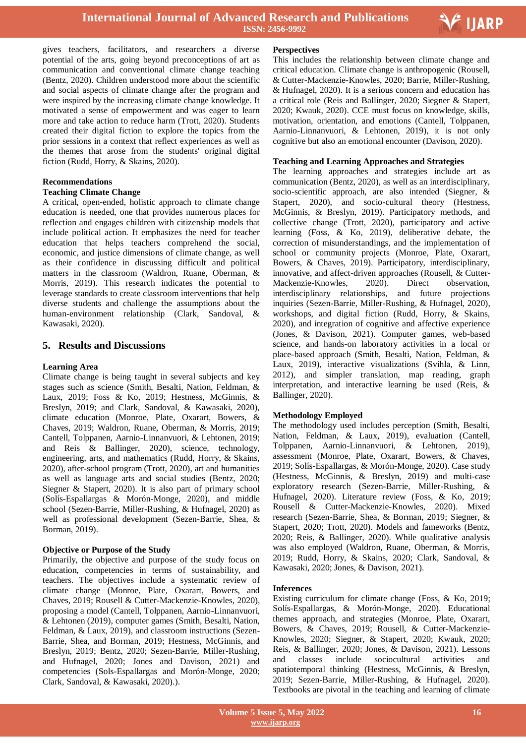gives teachers, facilitators, and researchers a diverse potential of the arts, going beyond preconceptions of art as communication and conventional climate change teaching (Bentz, 2020). Children understood more about the scientific and social aspects of climate change after the program and were inspired by the increasing climate change knowledge. It motivated a sense of empowerment and was eager to learn more and take action to reduce harm (Trott, 2020). Students created their digital fiction to explore the topics from the prior sessions in a context that reflect experiences as well as the themes that arose from the students' original digital fiction (Rudd, Horry, & Skains, 2020).

**Recommendations**

**Teaching Climate Change**

A critical, open-ended, holistic approach to climate change education is needed, one that provides numerous places for reflection and engages children with citizenship models that include political action. It emphasizes the need for teacher education that helps teachers comprehend the social, economic, and justice dimensions of climate change, as well as their confidence in discussing difficult and political matters in the classroom (Waldron, Ruane, Oberman, & Morris, 2019). This research indicates the potential to leverage standards to create classroom interventions that help diverse students and challenge the assumptions about the human-environment relationship (Clark, Sandoval, & Kawasaki, 2020).

## 5. Results and Discussions

**Learning Area**

Climate change is being taught in several subjects and key stages such as science (Smith, Besalti, Nation, Feldman, & Laux, 2019; Foss & Ko, 2019; Hestness, McGinnis, & Breslyn, 2019; and Clark, Sandoval, & Kawasaki, 2020), climate education (Monroe, Plate, Oxarart, Bowers, & Chaves, 2019; Waldron, Ruane, Oberman, & Morris, 2019; Cantell, Tolppanen, Aarnio-Linnanvuori, & Lehtonen, 2019; and Reis & Ballinger, 2020), science, technology, engineering, arts, and mathematics (Rudd, Horry, & Skains, 2020), after-school program (Trott, 2020), art and humanities as well as language arts and social studies (Bentz, 2020; Siegner & Stapert, 2020). It is also part of primary school (Solís-Espallargas & Morón-Monge, 2020), and middle school (Sezen-Barrie, Miller-Rushing, & Hufnagel, 2020) as well as professional development (Sezen-Barrie, Shea, & Borman, 2019).

**Objective or Purpose of the Study**

Primarily, the objective and purpose of the study focus on education, competencies in terms of sustainability, and teachers. The objectives include a systematic review of climate change (Monroe, Plate, Oxarart, Bowers, and Chaves, 2019; Rousell & Cutter-Mackenzie-Knowles, 2020), proposing a model (Cantell, Tolppanen, Aarnio-Linnanvuori, & Lehtonen (2019), computer games (Smith, Besalti, Nation, Feldman, & Laux, 2019), and classroom instructions (Sezen-Barrie, Shea, and Borman, 2019; Hestness, McGinnis, and Breslyn, 2019; Bentz, 2020; Sezen-Barrie, Miller-Rushing, and Hufnagel, 2020; Jones and Davison, 2021) and competencies (Sols-Espallargas and Morón-Monge, 2020; Clark, Sandoval, & Kawasaki, 2020).).

**Perspectives**

This includes the relationship between climate change and critical education. Climate change is anthropogenic (Rousell, & Cutter-Mackenzie-Knowles, 2020; Barrie, Miller-Rushing, & Hufnagel, 2020). It is a serious concern and education has a critical role (Reis and Ballinger, 2020; Siegner & Stapert, 2020; Kwauk, 2020). CCE must focus on knowledge, skills, motivation, orientation, and emotions (Cantell, Tolppanen, Aarnio-Linnanvuori, & Lehtonen, 2019), it is not only cognitive but also an emotional encounter (Davison, 2020).

**Teaching and Learning Approaches and Strategies**

The learning approaches and strategies include art as communication (Bentz, 2020), as well as an interdisciplinary, socio-scientific approach, are also intended (Siegner, & Stapert, 2020), and socio-cultural theory (Hestness, McGinnis, & Breslyn, 2019). Participatory methods, and collective change (Trott, 2020), participatory and active learning (Foss, & Ko, 2019), deliberative debate, the correction of misunderstandings, and the implementation of school or community projects (Monroe, Plate, Oxarart, Bowers, & Chaves, 2019). Participatory, interdisciplinary, innovative, and affect-driven approaches (Rousell, & Cutter-Mackenzie-Knowles, 2020). Direct observation, interdisciplinary relationships, and future projections inquiries (Sezen-Barrie, Miller-Rushing, & Hufnagel, 2020), workshops, and digital fiction (Rudd, Horry, & Skains, 2020), and integration of cognitive and affective experience (Jones, & Davison, 2021). Computer games, web-based science, and hands-on laboratory activities in a local or place-based approach (Smith, Besalti, Nation, Feldman, & Laux, 2019), interactive visualizations (Svihla, & Linn, 2012), and simpler translation, map reading, graph interpretation, and interactive learning be used (Reis, & Ballinger, 2020).

**Methodology Employed**

The methodology used includes perception (Smith, Besalti, Nation, Feldman, & Laux, 2019), evaluation (Cantell, Tolppanen, Aarnio-Linnanvuori, & Lehtonen, 2019), assessment (Monroe, Plate, Oxarart, Bowers, & Chaves, 2019; Solís-Espallargas, & Morón-Monge, 2020). Case study (Hestness, McGinnis, & Breslyn, 2019) and multi-case exploratory research (Sezen-Barrie, Miller-Rushing, & Hufnagel, 2020). Literature review (Foss, & Ko, 2019; Rousell & Cutter-Mackenzie-Knowles, 2020). Mixed research (Sezen-Barrie, Shea, & Borman, 2019; Siegner, & Stapert, 2020; Trott, 2020). Models and fameworks (Bentz, 2020; Reis, & Ballinger, 2020). While qualitative analysis was also employed (Waldron, Ruane, Oberman, & Morris, 2019; Rudd, Horry, & Skains, 2020; Clark, Sandoval, & Kawasaki, 2020; Jones, & Davison, 2021).

**Inferences**

Existing curriculum for climate change (Foss, & Ko, 2019; Solís-Espallargas, & Morón-Monge, 2020). Educational themes approach, and strategies (Monroe, Plate, Oxarart, Bowers, & Chaves, 2019; Rousell, & Cutter-Mackenzie-Knowles, 2020; Siegner, & Stapert, 2020; Kwauk, 2020; Reis, & Ballinger, 2020; Jones, & Davison, 2021). Lessons and classes include sociocultural activities and spatiotemporal thinking (Hestness, McGinnis, & Breslyn, 2019; Sezen-Barrie, Miller-Rushing, & Hufnagel, 2020). Textbooks are pivotal in the teaching and learning of climate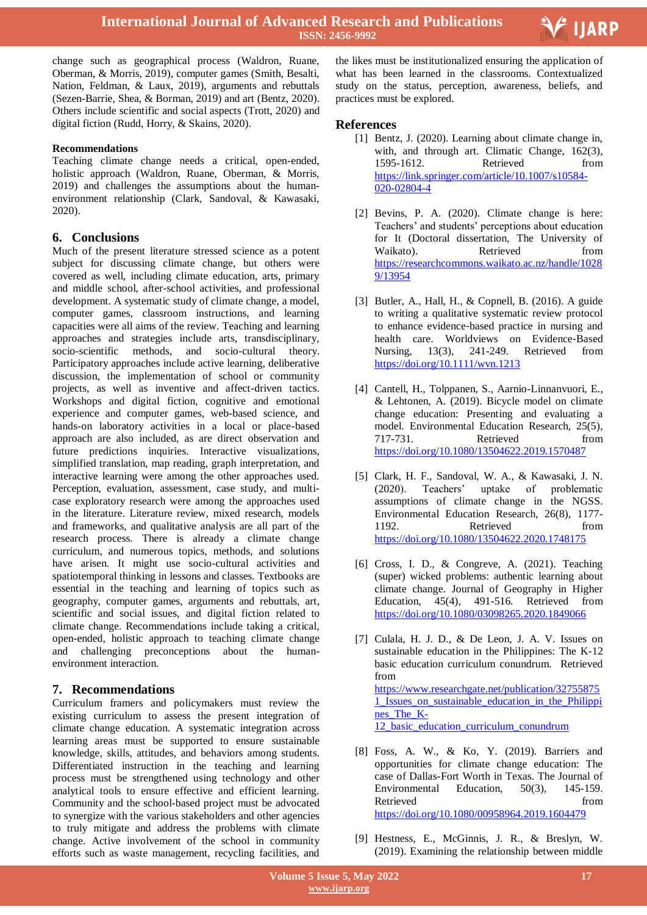change such as geographical process (Waldron, Ruane, Oberman, & Morris, 2019), computer games (Smith, Besalti, Nation, Feldman, & Laux, 2019), arguments and rebuttals (Sezen-Barrie, Shea, & Borman, 2019) and art (Bentz, 2020). Others include scientific and social aspects (Trott, 2020) and digital fiction (Rudd, Horry, & Skains, 2020).

**Recommendations**

Teaching climate change needs a critical, open-ended, holistic approach (Waldron, Ruane, Oberman, & Morris, 2019) and challenges the assumptions about the human-environment relationship (Clark, Sandoval, & Kawasaki, 2020).

## 6. Conclusions

Much of the present literature stressed science as a potent subject for discussing climate change, but others were covered as well, including climate education, arts, primary and middle school, after-school activities, and professional development. A systematic study of climate change, a model, computer games, classroom instructions, and learning capacities were all aims of the review. Teaching and learning approaches and strategies include arts, transdisciplinary, socio-scientific methods, and socio-cultural theory. Participatory approaches include active learning, deliberative discussion, the implementation of school or community projects, as well as inventive and affect-driven tactics. Workshops and digital fiction, cognitive and emotional experience and computer games, web-based science, and hands-on laboratory activities in a local or place-based approach are also included, as are direct observation and future predictions inquiries. Interactive visualizations, simplified translation, map reading, graph interpretation, and interactive learning were among the other approaches used. Perception, evaluation, assessment, case study, and multi-case exploratory research were among the approaches used in the literature. Literature review, mixed research, models and frameworks, and qualitative analysis are all part of the research process. There is already a climate change curriculum, and numerous topics, methods, and solutions have arisen. It might use socio-cultural activities and spatiotemporal thinking in lessons and classes. Textbooks are essential in the teaching and learning of topics such as geography, computer games, arguments and rebuttals, art, scientific and social issues, and digital fiction related to climate change. Recommendations include taking a critical, open-ended, holistic approach to teaching climate change and challenging preconceptions about the human-environment interaction.

## 7. Recommendations

Curriculum framers and policymakers must review the existing curriculum to assess the present integration of climate change education. A systematic integration across learning areas must be supported to ensure sustainable knowledge, skills, attitudes, and behaviors among students. Differentiated instruction in the teaching and learning process must be strengthened using technology and other analytical tools to ensure effective and efficient learning. Community and the school-based project must be advocated to synergize with the various stakeholders and other agencies to truly mitigate and address the problems with climate change. Active involvement of the school in community efforts such as waste management, recycling facilities, and the likes must be institutionalized ensuring the application of what has been learned in the classrooms. Contextualized study on the status, perception, awareness, beliefs, and practices must be explored.

## References

[1] Bentz, J. (2020). Learning about climate change in, with, and through art. Climatic Change, 162(3), 1595-1612. Retrieved from https://link.springer.com/article/10.1007/s10584-020-02804-4

[2] Bevins, P. A. (2020). Climate change is here: Teachers' and students' perceptions about education for It (Doctoral dissertation, The University of Waikato). Retrieved from https://researchcommons.waikato.ac.nz/handle/10289/13954

[3] Butler, A., Hall, H., & Copnell, B. (2016). A guide to writing a qualitative systematic review protocol to enhance evidence-based practice in nursing and health care. Worldviews on Evidence-Based Nursing, 13(3), 241-249. Retrieved from https://doi.org/10.1111/wvn.1213

[4] Cantell, H., Tolppanen, S., Aarnio-Linnanvuori, E., & Lehtonen, A. (2019). Bicycle model on climate change education: Presenting and evaluating a model. Environmental Education Research, 25(5), 717-731. Retrieved from https://doi.org/10.1080/13504622.2019.1570487

[5] Clark, H. F., Sandoval, W. A., & Kawasaki, J. N. (2020). Teachers' uptake of problematic assumptions of climate change in the NGSS. Environmental Education Research, 26(8), 1177-1192. Retrieved from https://doi.org/10.1080/13504622.2020.1748175

[6] Cross, I. D., & Congreve, A. (2021). Teaching (super) wicked problems: authentic learning about climate change. Journal of Geography in Higher Education, 45(4), 491-516. Retrieved from https://doi.org/10.1080/03098265.2020.1849066

[7] Culala, H. J. D., & De Leon, J. A. V. Issues on sustainable education in the Philippines: The K-12 basic education curriculum conundrum. Retrieved from https://www.researchgate.net/publication/327558751_Issues_on_sustainable_education_in_the_Philippines_The_K-12_basic_education_curriculum_conundrum

[8] Foss, A. W., & Ko, Y. (2019). Barriers and opportunities for climate change education: The case of Dallas-Fort Worth in Texas. The Journal of Environmental Education, 50(3), 145-159. Retrieved from https://doi.org/10.1080/00958964.2019.1604479

[9] Hestness, E., McGinnis, J. R., & Breslyn, W. (2019). Examining the relationship between middle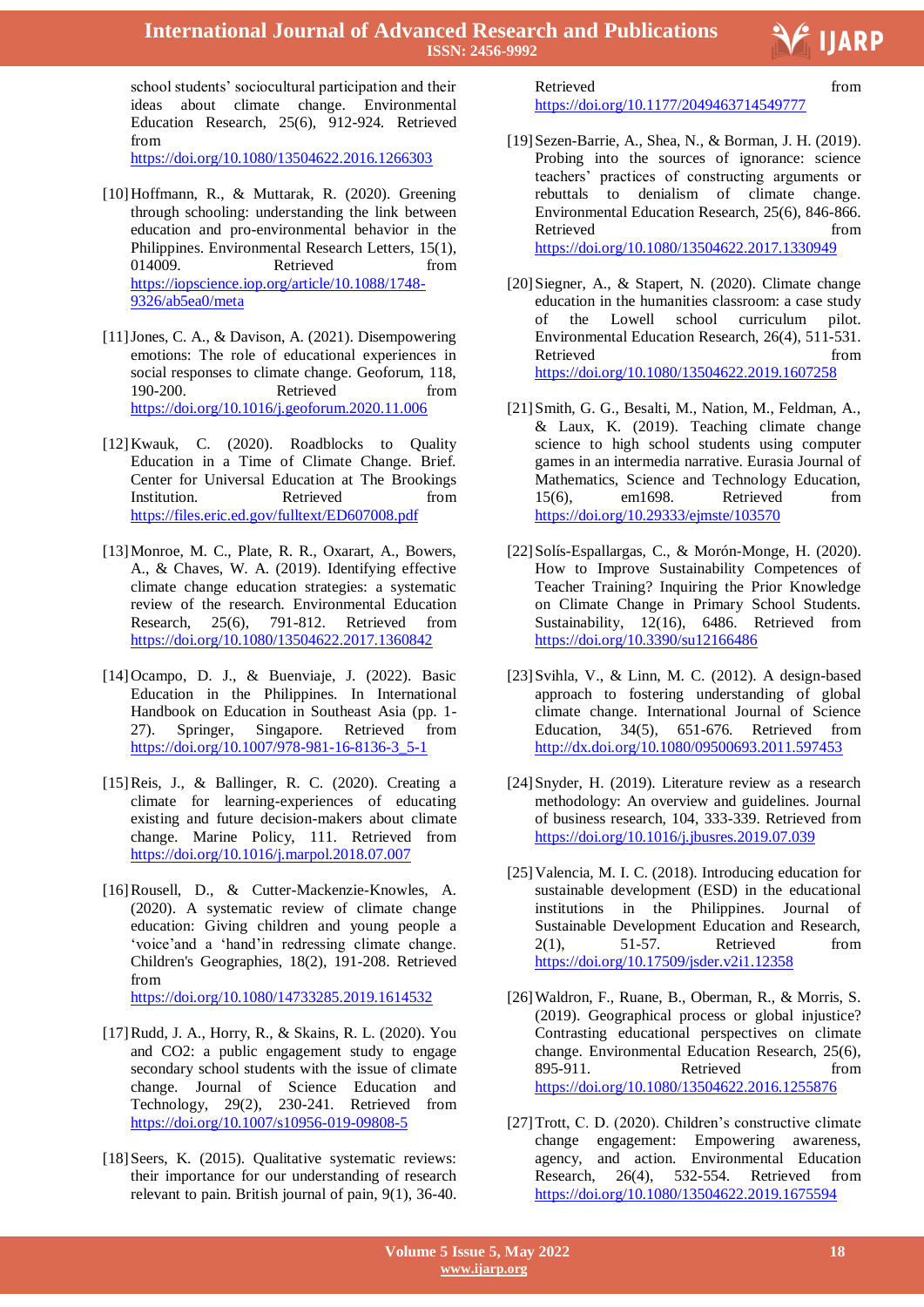school students' sociocultural participation and their ideas about climate change. Environmental Education Research, 25(6), 912-924. Retrieved from https://doi.org/10.1080/13504622.2016.1266303

[10] Hoffmann, R., & Muttarak, R. (2020). Greening through schooling: understanding the link between education and pro-environmental behavior in the Philippines. Environmental Research Letters, 15(1), 014009. Retrieved from https://iopscience.iop.org/article/10.1088/1748-9326/ab5ea0/meta

[11] Jones, C. A., & Davison, A. (2021). Disempowering emotions: The role of educational experiences in social responses to climate change. Geoforum, 118, 190-200. Retrieved from https://doi.org/10.1016/j.geoforum.2020.11.006

[12] Kwauk, C. (2020). Roadblocks to Quality Education in a Time of Climate Change. Brief. Center for Universal Education at The Brookings Institution. Retrieved from https://files.eric.ed.gov/fulltext/ED607008.pdf

[13] Monroe, M. C., Plate, R. R., Oxarart, A., Bowers, A., & Chaves, W. A. (2019). Identifying effective climate change education strategies: a systematic review of the research. Environmental Education Research, 25(6), 791-812. Retrieved from https://doi.org/10.1080/13504622.2017.1360842

[14] Ocampo, D. J., & Buenviaje, J. (2022). Basic Education in the Philippines. In International Handbook on Education in Southeast Asia (pp. 1-27). Springer, Singapore. Retrieved from https://doi.org/10.1007/978-981-16-8136-3_5-1

[15] Reis, J., & Ballinger, R. C. (2020). Creating a climate for learning-experiences of educating existing and future decision-makers about climate change. Marine Policy, 111. Retrieved from https://doi.org/10.1016/j.marpol.2018.07.007

[16] Rousell, D., & Cutter-Mackenzie-Knowles, A. (2020). A systematic review of climate change education: Giving children and young people a 'voice'and a 'hand'in redressing climate change. Children's Geographies, 18(2), 191-208. Retrieved from https://doi.org/10.1080/14733285.2019.1614532

[17] Rudd, J. A., Horry, R., & Skains, R. L. (2020). You and CO2: a public engagement study to engage secondary school students with the issue of climate change. Journal of Science Education and Technology, 29(2), 230-241. Retrieved from https://doi.org/10.1007/s10956-019-09808-5

[18] Seers, K. (2015). Qualitative systematic reviews: their importance for our understanding of research relevant to pain. British journal of pain, 9(1), 36-40. Retrieved from https://doi.org/10.1177/2049463714549777

[19] Sezen-Barrie, A., Shea, N., & Borman, J. H. (2019). Probing into the sources of ignorance: science teachers' practices of constructing arguments or rebuttals to denialism of climate change. Environmental Education Research, 25(6), 846-866. Retrieved from https://doi.org/10.1080/13504622.2017.1330949

[20] Siegner, A., & Stapert, N. (2020). Climate change education in the humanities classroom: a case study of the Lowell school curriculum pilot. Environmental Education Research, 26(4), 511-531. Retrieved from https://doi.org/10.1080/13504622.2019.1607258

[21] Smith, G. G., Besalti, M., Nation, M., Feldman, A., & Laux, K. (2019). Teaching climate change science to high school students using computer games in an intermedia narrative. Eurasia Journal of Mathematics, Science and Technology Education, 15(6), em1698. Retrieved from https://doi.org/10.29333/ejmste/103570

[22] Solís-Espallargas, C., & Morón-Monge, H. (2020). How to Improve Sustainability Competences of Teacher Training? Inquiring the Prior Knowledge on Climate Change in Primary School Students. Sustainability, 12(16), 6486. Retrieved from https://doi.org/10.3390/su12166486

[23] Svihla, V., & Linn, M. C. (2012). A design-based approach to fostering understanding of global climate change. International Journal of Science Education, 34(5), 651-676. Retrieved from http://dx.doi.org/10.1080/09500693.2011.597453

[24] Snyder, H. (2019). Literature review as a research methodology: An overview and guidelines. Journal of business research, 104, 333-339. Retrieved from https://doi.org/10.1016/j.jbusres.2019.07.039

[25] Valencia, M. I. C. (2018). Introducing education for sustainable development (ESD) in the educational institutions in the Philippines. Journal of Sustainable Development Education and Research, 2(1), 51-57. Retrieved from https://doi.org/10.17509/jsder.v2i1.12358

[26] Waldron, F., Ruane, B., Oberman, R., & Morris, S. (2019). Geographical process or global injustice? Contrasting educational perspectives on climate change. Environmental Education Research, 25(6), 895-911. Retrieved from https://doi.org/10.1080/13504622.2016.1255876

[27] Trott, C. D. (2020). Children's constructive climate change engagement: Empowering awareness, agency, and action. Environmental Education Research, 26(4), 532-554. Retrieved from https://doi.org/10.1080/13504622.2019.1675594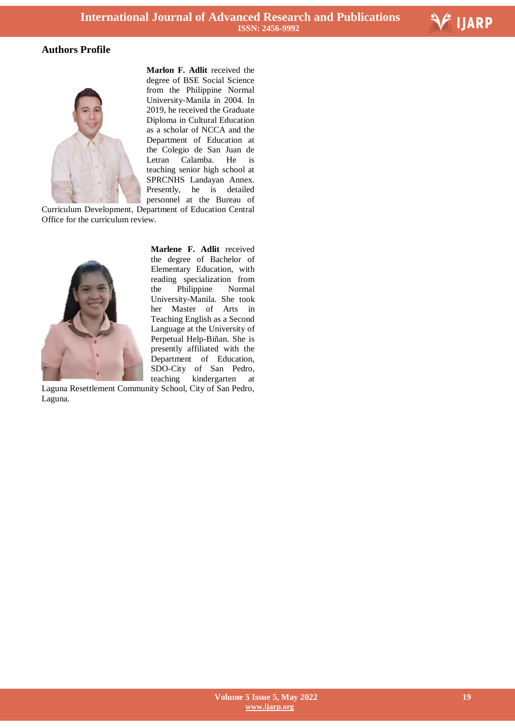### Authors Profile

**Marlon F. Adlit** received the degree of BSE Social Science from the Philippine Normal University-Manila in 2004. In 2019, he received the Graduate Diploma in Cultural Education as a scholar of NCCA and the Department of Education at the Colegio de San Juan de Letran Calamba. He is teaching senior high school at SPRCNHS Landayan Annex. Presently, he is detailed personnel at the Bureau of Curriculum Development, Department of Education Central Office for the curriculum review.

**Marlene F. Adlit** received the degree of Bachelor of Elementary Education, with reading specialization from the Philippine Normal University-Manila. She took her Master of Arts in Teaching English as a Second Language at the University of Perpetual Help-Biñan. She is presently affiliated with the Department of Education, SDO-City of San Pedro, teaching kindergarten at Laguna Resettlement Community School, City of San Pedro, Laguna.